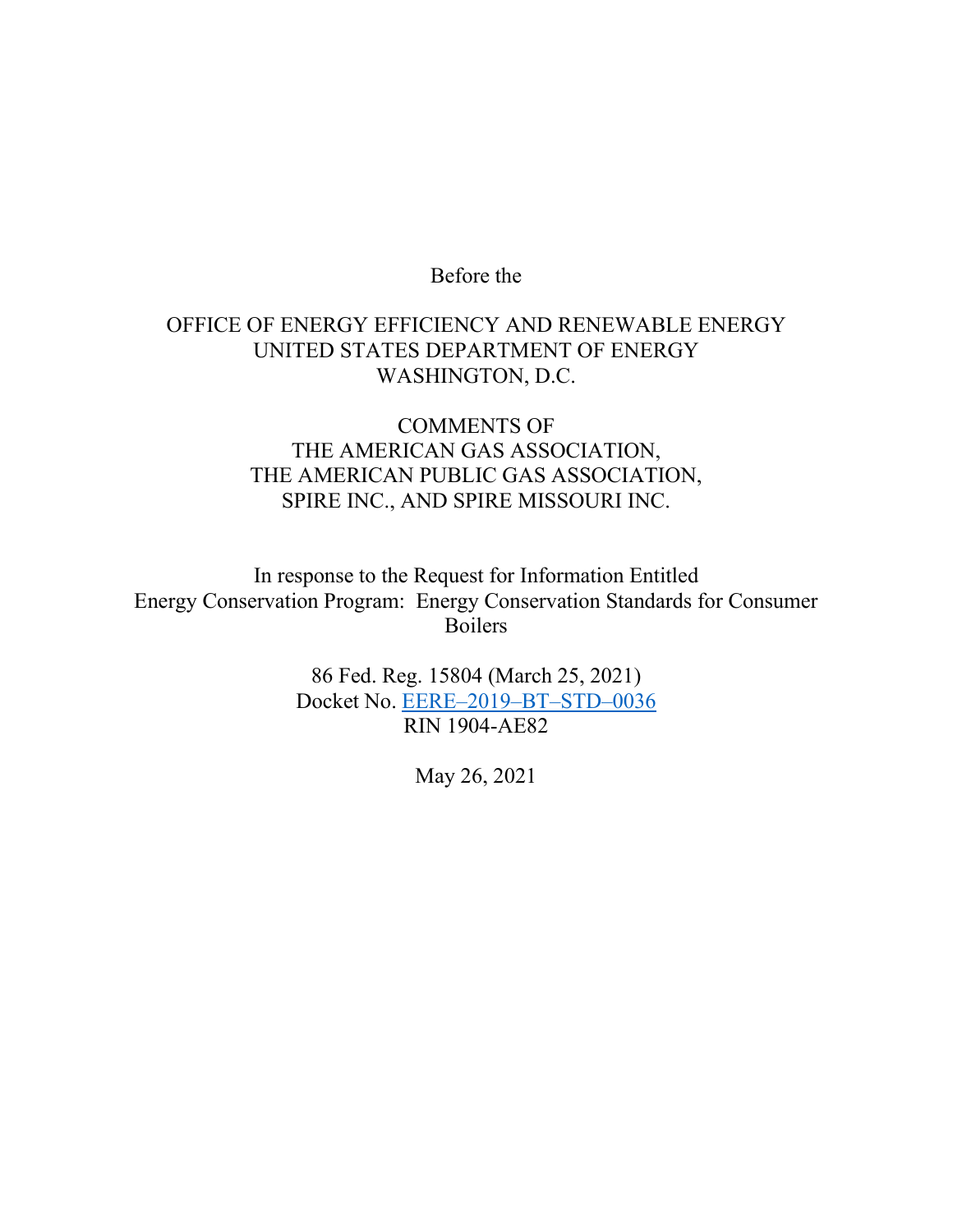Before the

OFFICE OF ENERGY EFFICIENCY AND RENEWABLE ENERGY
UNITED STATES DEPARTMENT OF ENERGY
WASHINGTON, D.C.

COMMENTS OF
THE AMERICAN GAS ASSOCIATION,
THE AMERICAN PUBLIC GAS ASSOCIATION,
SPIRE INC., AND SPIRE MISSOURI INC.

In response to the Request for Information Entitled
Energy Conservation Program: Energy Conservation Standards for Consumer Boilers

86 Fed. Reg. 15804 (March 25, 2021)
Docket No. EERE–2019–BT–STD–0036
RIN 1904-AE82

May 26, 2021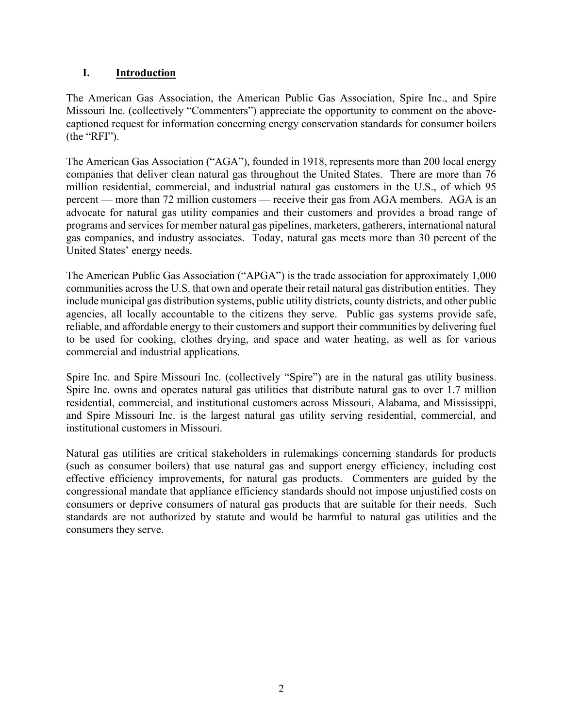## I. <u>Introduction</u>

The American Gas Association, the American Public Gas Association, Spire Inc., and Spire Missouri Inc. (collectively "Commenters") appreciate the opportunity to comment on the above-captioned request for information concerning energy conservation standards for consumer boilers (the "RFI").

The American Gas Association ("AGA"), founded in 1918, represents more than 200 local energy companies that deliver clean natural gas throughout the United States. There are more than 76 million residential, commercial, and industrial natural gas customers in the U.S., of which 95 percent — more than 72 million customers — receive their gas from AGA members. AGA is an advocate for natural gas utility companies and their customers and provides a broad range of programs and services for member natural gas pipelines, marketers, gatherers, international natural gas companies, and industry associates. Today, natural gas meets more than 30 percent of the United States' energy needs.

The American Public Gas Association ("APGA") is the trade association for approximately 1,000 communities across the U.S. that own and operate their retail natural gas distribution entities. They include municipal gas distribution systems, public utility districts, county districts, and other public agencies, all locally accountable to the citizens they serve. Public gas systems provide safe, reliable, and affordable energy to their customers and support their communities by delivering fuel to be used for cooking, clothes drying, and space and water heating, as well as for various commercial and industrial applications.

Spire Inc. and Spire Missouri Inc. (collectively "Spire") are in the natural gas utility business. Spire Inc. owns and operates natural gas utilities that distribute natural gas to over 1.7 million residential, commercial, and institutional customers across Missouri, Alabama, and Mississippi, and Spire Missouri Inc. is the largest natural gas utility serving residential, commercial, and institutional customers in Missouri.

Natural gas utilities are critical stakeholders in rulemakings concerning standards for products (such as consumer boilers) that use natural gas and support energy efficiency, including cost effective efficiency improvements, for natural gas products. Commenters are guided by the congressional mandate that appliance efficiency standards should not impose unjustified costs on consumers or deprive consumers of natural gas products that are suitable for their needs. Such standards are not authorized by statute and would be harmful to natural gas utilities and the consumers they serve.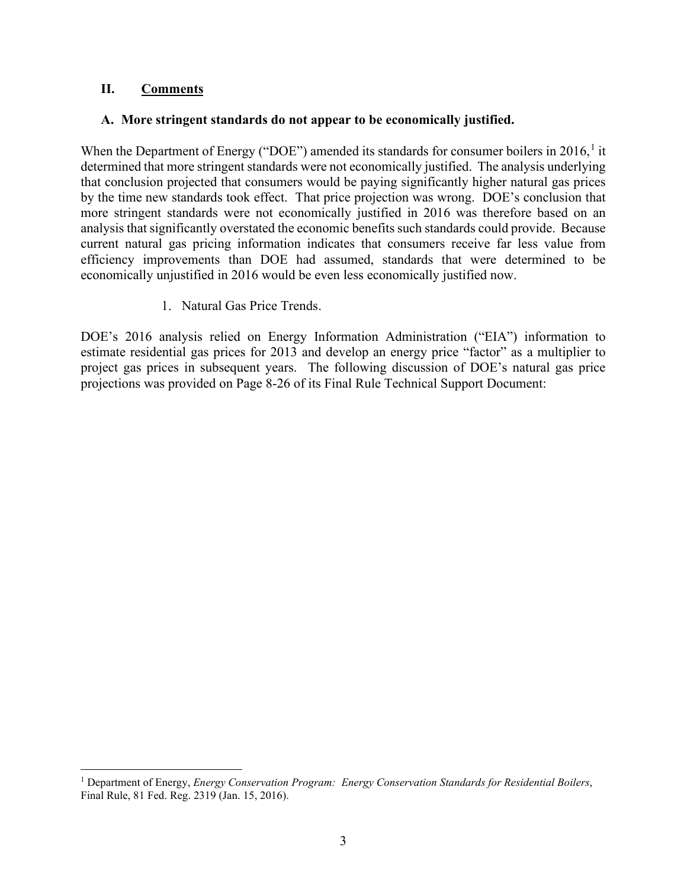## II. <u>Comments</u>

### A. More stringent standards do not appear to be economically justified.

When the Department of Energy ("DOE") amended its standards for consumer boilers in 2016,[1] it determined that more stringent standards were not economically justified. The analysis underlying that conclusion projected that consumers would be paying significantly higher natural gas prices by the time new standards took effect. That price projection was wrong. DOE's conclusion that more stringent standards were not economically justified in 2016 was therefore based on an analysis that significantly overstated the economic benefits such standards could provide. Because current natural gas pricing information indicates that consumers receive far less value from efficiency improvements than DOE had assumed, standards that were determined to be economically unjustified in 2016 would be even less economically justified now.

1. Natural Gas Price Trends.

DOE's 2016 analysis relied on Energy Information Administration ("EIA") information to estimate residential gas prices for 2013 and develop an energy price "factor" as a multiplier to project gas prices in subsequent years. The following discussion of DOE's natural gas price projections was provided on Page 8-26 of its Final Rule Technical Support Document:

[1] Department of Energy, *Energy Conservation Program: Energy Conservation Standards for Residential Boilers*, Final Rule, 81 Fed. Reg. 2319 (Jan. 15, 2016).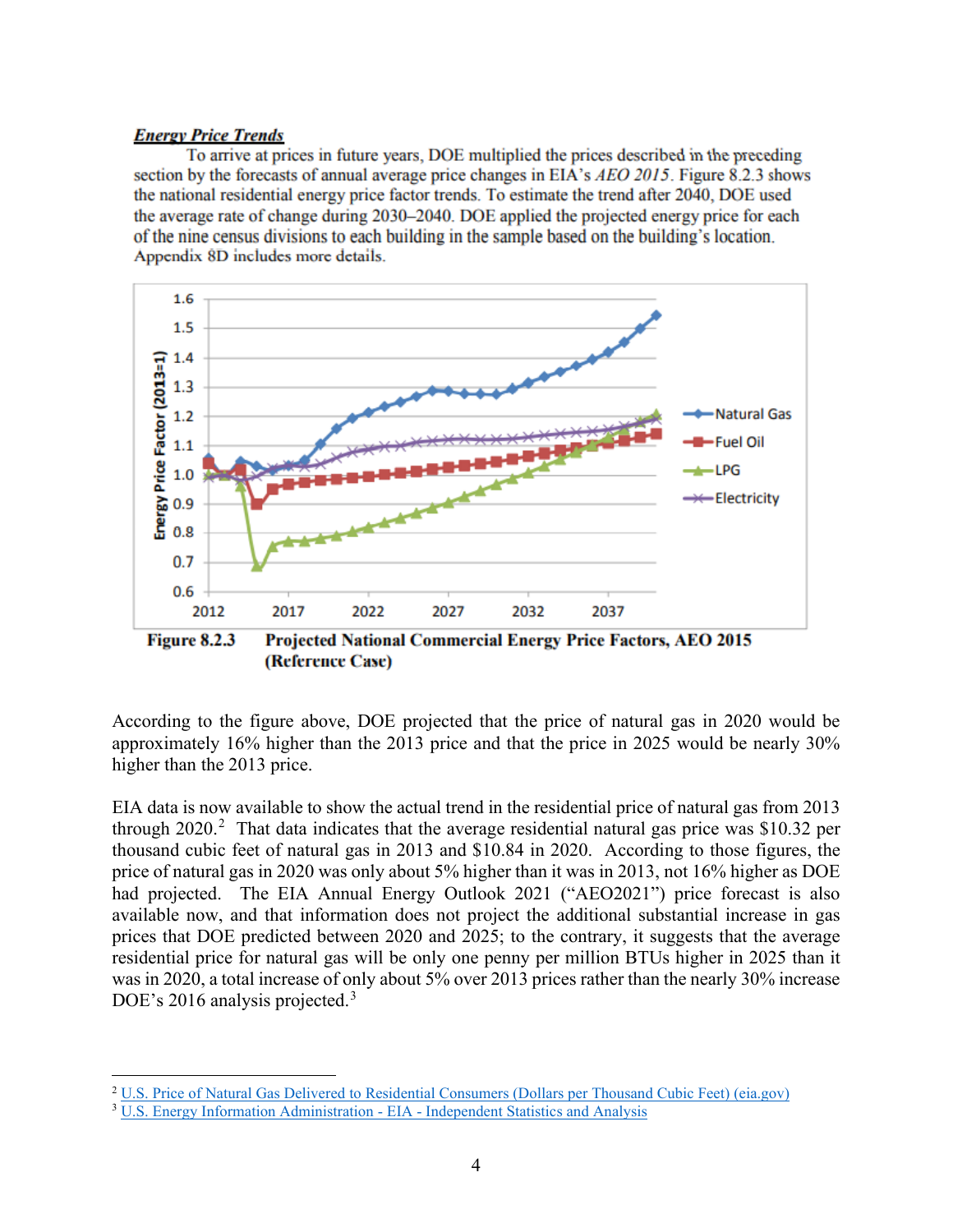***Energy Price Trends***

To arrive at prices in future years, DOE multiplied the prices described in the preceding section by the forecasts of annual average price changes in EIA's *AEO 2015*. Figure 8.2.3 shows the national residential energy price factor trends. To estimate the trend after 2040, DOE used the average rate of change during 2030–2040. DOE applied the projected energy price for each of the nine census divisions to each building in the sample based on the building's location. Appendix 8D includes more details.

**Figure 8.2.3 Projected National Commercial Energy Price Factors, AEO 2015 (Reference Case)**

According to the figure above, DOE projected that the price of natural gas in 2020 would be approximately 16% higher than the 2013 price and that the price in 2025 would be nearly 30% higher than the 2013 price.

EIA data is now available to show the actual trend in the residential price of natural gas from 2013 through 2020.[2] That data indicates that the average residential natural gas price was $10.32 per thousand cubic feet of natural gas in 2013 and $10.84 in 2020. According to those figures, the price of natural gas in 2020 was only about 5% higher than it was in 2013, not 16% higher as DOE had projected. The EIA Annual Energy Outlook 2021 ("AEO2021") price forecast is also available now, and that information does not project the additional substantial increase in gas prices that DOE predicted between 2020 and 2025; to the contrary, it suggests that the average residential price for natural gas will be only one penny per million BTUs higher in 2025 than it was in 2020, a total increase of only about 5% over 2013 prices rather than the nearly 30% increase DOE's 2016 analysis projected.[3]

---

[2] U.S. Price of Natural Gas Delivered to Residential Consumers (Dollars per Thousand Cubic Feet) (eia.gov)

[3] U.S. Energy Information Administration - EIA - Independent Statistics and Analysis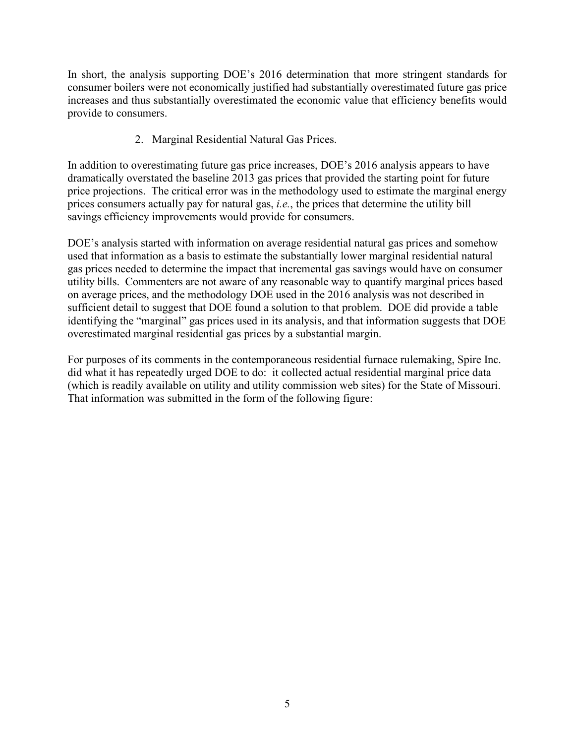In short, the analysis supporting DOE's 2016 determination that more stringent standards for consumer boilers were not economically justified had substantially overestimated future gas price increases and thus substantially overestimated the economic value that efficiency benefits would provide to consumers.

2. Marginal Residential Natural Gas Prices.

In addition to overestimating future gas price increases, DOE's 2016 analysis appears to have dramatically overstated the baseline 2013 gas prices that provided the starting point for future price projections. The critical error was in the methodology used to estimate the marginal energy prices consumers actually pay for natural gas, *i.e.*, the prices that determine the utility bill savings efficiency improvements would provide for consumers.

DOE's analysis started with information on average residential natural gas prices and somehow used that information as a basis to estimate the substantially lower marginal residential natural gas prices needed to determine the impact that incremental gas savings would have on consumer utility bills. Commenters are not aware of any reasonable way to quantify marginal prices based on average prices, and the methodology DOE used in the 2016 analysis was not described in sufficient detail to suggest that DOE found a solution to that problem. DOE did provide a table identifying the "marginal" gas prices used in its analysis, and that information suggests that DOE overestimated marginal residential gas prices by a substantial margin.

For purposes of its comments in the contemporaneous residential furnace rulemaking, Spire Inc. did what it has repeatedly urged DOE to do: it collected actual residential marginal price data (which is readily available on utility and utility commission web sites) for the State of Missouri. That information was submitted in the form of the following figure: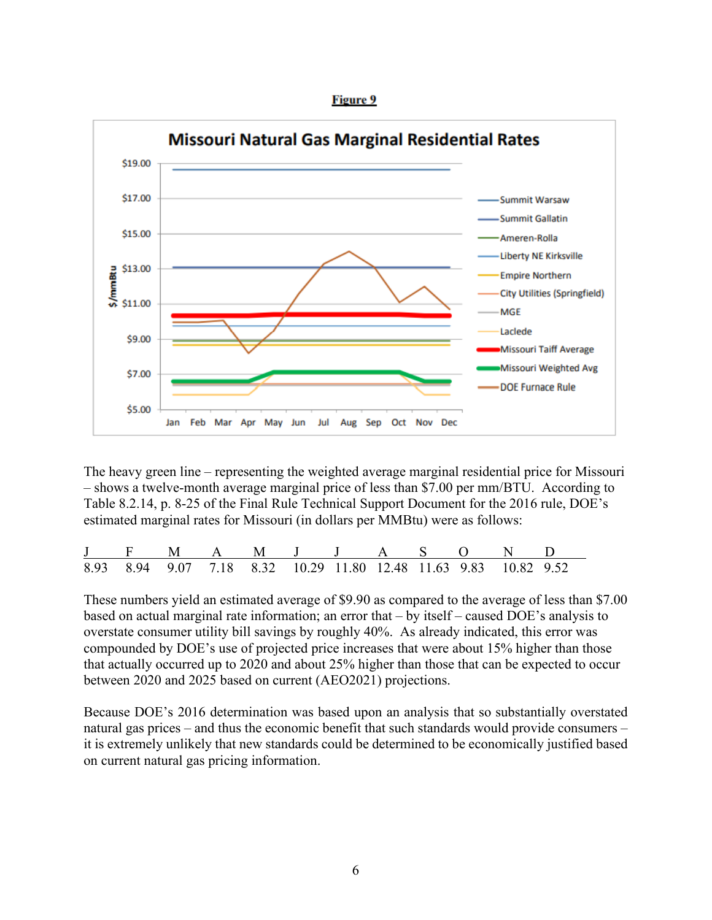**Figure 9**

**Missouri Natural Gas Marginal Residential Rates**

The heavy green line – representing the weighted average marginal residential price for Missouri – shows a twelve-month average marginal price of less than $7.00 per mm/BTU. According to Table 8.2.14, p. 8-25 of the Final Rule Technical Support Document for the 2016 rule, DOE's estimated marginal rates for Missouri (in dollars per MMBtu) were as follows:

| J | F | M | A | M | J | J | A | S | O | N | D |
|---|---|---|---|---|---|---|---|---|---|---|---|
| 8.93 | 8.94 | 9.07 | 7.18 | 8.32 | 10.29 | 11.80 | 12.48 | 11.63 | 9.83 | 10.82 | 9.52 |

These numbers yield an estimated average of $9.90 as compared to the average of less than $7.00 based on actual marginal rate information; an error that – by itself – caused DOE's analysis to overstate consumer utility bill savings by roughly 40%. As already indicated, this error was compounded by DOE's use of projected price increases that were about 15% higher than those that actually occurred up to 2020 and about 25% higher than those that can be expected to occur between 2020 and 2025 based on current (AEO2021) projections.

Because DOE's 2016 determination was based upon an analysis that so substantially overstated natural gas prices – and thus the economic benefit that such standards would provide consumers – it is extremely unlikely that new standards could be determined to be economically justified based on current natural gas pricing information.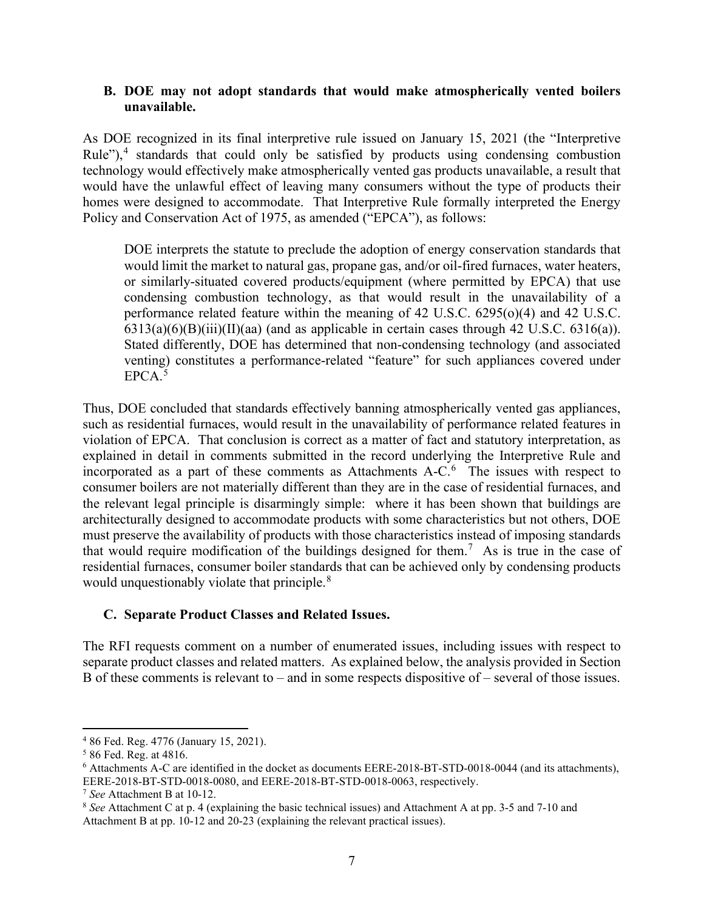### B. DOE may not adopt standards that would make atmospherically vented boilers unavailable.

As DOE recognized in its final interpretive rule issued on January 15, 2021 (the "Interpretive Rule"),[4] standards that could only be satisfied by products using condensing combustion technology would effectively make atmospherically vented gas products unavailable, a result that would have the unlawful effect of leaving many consumers without the type of products their homes were designed to accommodate. That Interpretive Rule formally interpreted the Energy Policy and Conservation Act of 1975, as amended ("EPCA"), as follows:

> DOE interprets the statute to preclude the adoption of energy conservation standards that would limit the market to natural gas, propane gas, and/or oil-fired furnaces, water heaters, or similarly-situated covered products/equipment (where permitted by EPCA) that use condensing combustion technology, as that would result in the unavailability of a performance related feature within the meaning of 42 U.S.C. 6295(o)(4) and 42 U.S.C. 6313(a)(6)(B)(iii)(II)(aa) (and as applicable in certain cases through 42 U.S.C. 6316(a)). Stated differently, DOE has determined that non-condensing technology (and associated venting) constitutes a performance-related "feature" for such appliances covered under EPCA.[5]

Thus, DOE concluded that standards effectively banning atmospherically vented gas appliances, such as residential furnaces, would result in the unavailability of performance related features in violation of EPCA. That conclusion is correct as a matter of fact and statutory interpretation, as explained in detail in comments submitted in the record underlying the Interpretive Rule and incorporated as a part of these comments as Attachments A-C.[6] The issues with respect to consumer boilers are not materially different than they are in the case of residential furnaces, and the relevant legal principle is disarmingly simple: where it has been shown that buildings are architecturally designed to accommodate products with some characteristics but not others, DOE must preserve the availability of products with those characteristics instead of imposing standards that would require modification of the buildings designed for them.[7] As is true in the case of residential furnaces, consumer boiler standards that can be achieved only by condensing products would unquestionably violate that principle.[8]

### C. Separate Product Classes and Related Issues.

The RFI requests comment on a number of enumerated issues, including issues with respect to separate product classes and related matters. As explained below, the analysis provided in Section B of these comments is relevant to – and in some respects dispositive of – several of those issues.

---

[4] 86 Fed. Reg. 4776 (January 15, 2021).

[5] 86 Fed. Reg. at 4816.

[6] Attachments A-C are identified in the docket as documents EERE-2018-BT-STD-0018-0044 (and its attachments), EERE-2018-BT-STD-0018-0080, and EERE-2018-BT-STD-0018-0063, respectively.

[7] *See* Attachment B at 10-12.

[8] *See* Attachment C at p. 4 (explaining the basic technical issues) and Attachment A at pp. 3-5 and 7-10 and Attachment B at pp. 10-12 and 20-23 (explaining the relevant practical issues).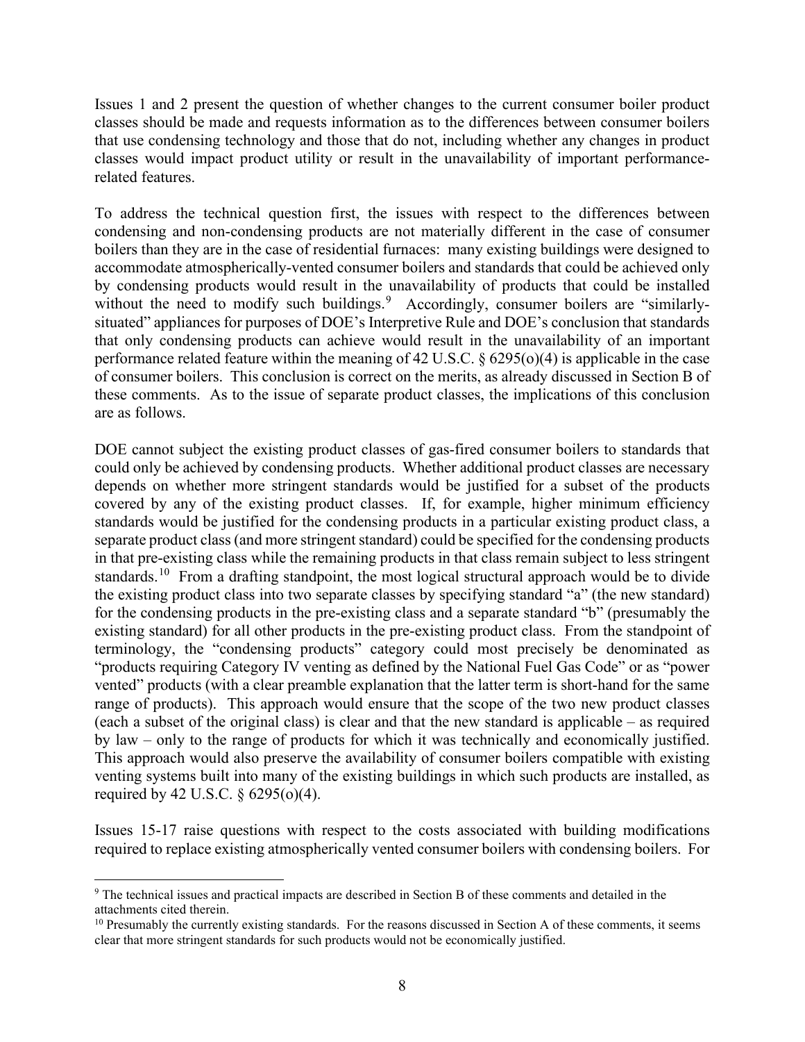Issues 1 and 2 present the question of whether changes to the current consumer boiler product classes should be made and requests information as to the differences between consumer boilers that use condensing technology and those that do not, including whether any changes in product classes would impact product utility or result in the unavailability of important performance-related features.

To address the technical question first, the issues with respect to the differences between condensing and non-condensing products are not materially different in the case of consumer boilers than they are in the case of residential furnaces: many existing buildings were designed to accommodate atmospherically-vented consumer boilers and standards that could be achieved only by condensing products would result in the unavailability of products that could be installed without the need to modify such buildings.[9] Accordingly, consumer boilers are "similarly-situated" appliances for purposes of DOE's Interpretive Rule and DOE's conclusion that standards that only condensing products can achieve would result in the unavailability of an important performance related feature within the meaning of 42 U.S.C. § 6295(o)(4) is applicable in the case of consumer boilers. This conclusion is correct on the merits, as already discussed in Section B of these comments. As to the issue of separate product classes, the implications of this conclusion are as follows.

DOE cannot subject the existing product classes of gas-fired consumer boilers to standards that could only be achieved by condensing products. Whether additional product classes are necessary depends on whether more stringent standards would be justified for a subset of the products covered by any of the existing product classes. If, for example, higher minimum efficiency standards would be justified for the condensing products in a particular existing product class, a separate product class (and more stringent standard) could be specified for the condensing products in that pre-existing class while the remaining products in that class remain subject to less stringent standards.[10] From a drafting standpoint, the most logical structural approach would be to divide the existing product class into two separate classes by specifying standard "a" (the new standard) for the condensing products in the pre-existing class and a separate standard "b" (presumably the existing standard) for all other products in the pre-existing product class. From the standpoint of terminology, the "condensing products" category could most precisely be denominated as "products requiring Category IV venting as defined by the National Fuel Gas Code" or as "power vented" products (with a clear preamble explanation that the latter term is short-hand for the same range of products). This approach would ensure that the scope of the two new product classes (each a subset of the original class) is clear and that the new standard is applicable – as required by law – only to the range of products for which it was technically and economically justified. This approach would also preserve the availability of consumer boilers compatible with existing venting systems built into many of the existing buildings in which such products are installed, as required by 42 U.S.C. § 6295(o)(4).

Issues 15-17 raise questions with respect to the costs associated with building modifications required to replace existing atmospherically vented consumer boilers with condensing boilers. For

---

[9] The technical issues and practical impacts are described in Section B of these comments and detailed in the attachments cited therein.

[10] Presumably the currently existing standards. For the reasons discussed in Section A of these comments, it seems clear that more stringent standards for such products would not be economically justified.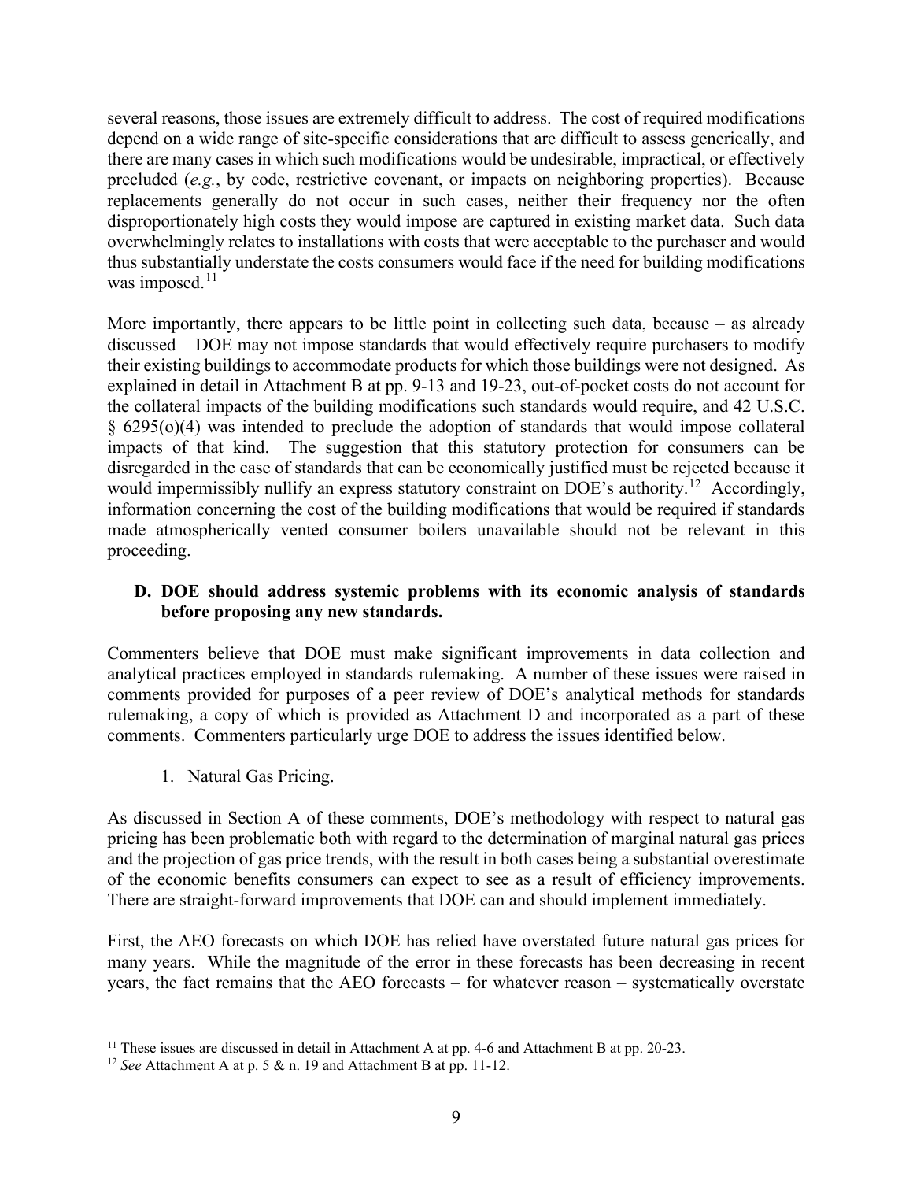several reasons, those issues are extremely difficult to address. The cost of required modifications depend on a wide range of site-specific considerations that are difficult to assess generically, and there are many cases in which such modifications would be undesirable, impractical, or effectively precluded (*e.g.*, by code, restrictive covenant, or impacts on neighboring properties). Because replacements generally do not occur in such cases, neither their frequency nor the often disproportionately high costs they would impose are captured in existing market data. Such data overwhelmingly relates to installations with costs that were acceptable to the purchaser and would thus substantially understate the costs consumers would face if the need for building modifications was imposed.[11]

More importantly, there appears to be little point in collecting such data, because – as already discussed – DOE may not impose standards that would effectively require purchasers to modify their existing buildings to accommodate products for which those buildings were not designed. As explained in detail in Attachment B at pp. 9-13 and 19-23, out-of-pocket costs do not account for the collateral impacts of the building modifications such standards would require, and 42 U.S.C. § 6295(o)(4) was intended to preclude the adoption of standards that would impose collateral impacts of that kind. The suggestion that this statutory protection for consumers can be disregarded in the case of standards that can be economically justified must be rejected because it would impermissibly nullify an express statutory constraint on DOE's authority.[12] Accordingly, information concerning the cost of the building modifications that would be required if standards made atmospherically vented consumer boilers unavailable should not be relevant in this proceeding.

### D. DOE should address systemic problems with its economic analysis of standards before proposing any new standards.

Commenters believe that DOE must make significant improvements in data collection and analytical practices employed in standards rulemaking. A number of these issues were raised in comments provided for purposes of a peer review of DOE's analytical methods for standards rulemaking, a copy of which is provided as Attachment D and incorporated as a part of these comments. Commenters particularly urge DOE to address the issues identified below.

1. Natural Gas Pricing.

As discussed in Section A of these comments, DOE's methodology with respect to natural gas pricing has been problematic both with regard to the determination of marginal natural gas prices and the projection of gas price trends, with the result in both cases being a substantial overestimate of the economic benefits consumers can expect to see as a result of efficiency improvements. There are straight-forward improvements that DOE can and should implement immediately.

First, the AEO forecasts on which DOE has relied have overstated future natural gas prices for many years. While the magnitude of the error in these forecasts has been decreasing in recent years, the fact remains that the AEO forecasts – for whatever reason – systematically overstate

---

[11] These issues are discussed in detail in Attachment A at pp. 4-6 and Attachment B at pp. 20-23.

[12] *See* Attachment A at p. 5 & n. 19 and Attachment B at pp. 11-12.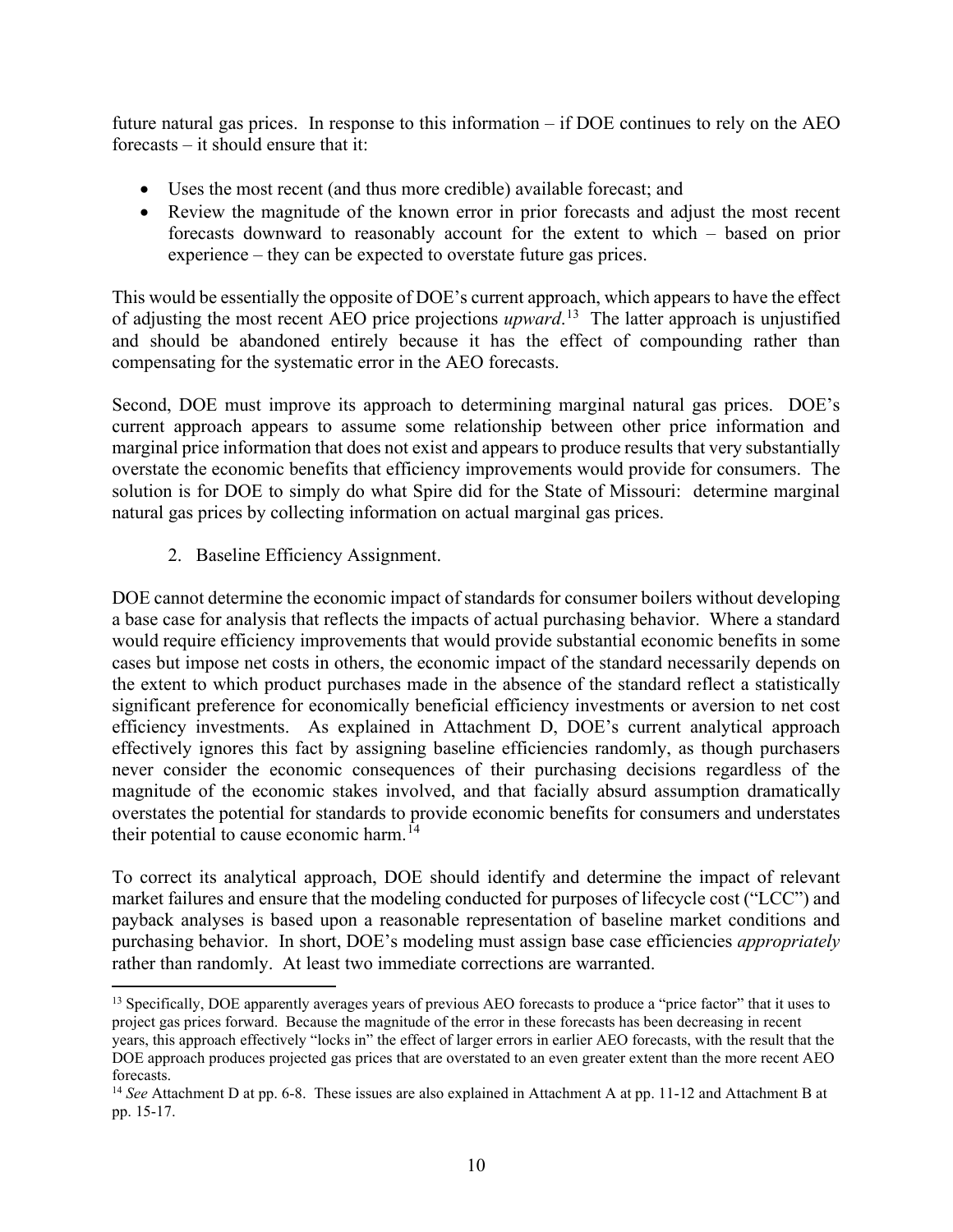future natural gas prices. In response to this information – if DOE continues to rely on the AEO forecasts – it should ensure that it:

- Uses the most recent (and thus more credible) available forecast; and
- Review the magnitude of the known error in prior forecasts and adjust the most recent forecasts downward to reasonably account for the extent to which – based on prior experience – they can be expected to overstate future gas prices.

This would be essentially the opposite of DOE's current approach, which appears to have the effect of adjusting the most recent AEO price projections *upward*.[13] The latter approach is unjustified and should be abandoned entirely because it has the effect of compounding rather than compensating for the systematic error in the AEO forecasts.

Second, DOE must improve its approach to determining marginal natural gas prices. DOE's current approach appears to assume some relationship between other price information and marginal price information that does not exist and appears to produce results that very substantially overstate the economic benefits that efficiency improvements would provide for consumers. The solution is for DOE to simply do what Spire did for the State of Missouri: determine marginal natural gas prices by collecting information on actual marginal gas prices.

2. Baseline Efficiency Assignment.

DOE cannot determine the economic impact of standards for consumer boilers without developing a base case for analysis that reflects the impacts of actual purchasing behavior. Where a standard would require efficiency improvements that would provide substantial economic benefits in some cases but impose net costs in others, the economic impact of the standard necessarily depends on the extent to which product purchases made in the absence of the standard reflect a statistically significant preference for economically beneficial efficiency investments or aversion to net cost efficiency investments. As explained in Attachment D, DOE's current analytical approach effectively ignores this fact by assigning baseline efficiencies randomly, as though purchasers never consider the economic consequences of their purchasing decisions regardless of the magnitude of the economic stakes involved, and that facially absurd assumption dramatically overstates the potential for standards to provide economic benefits for consumers and understates their potential to cause economic harm.[14]

To correct its analytical approach, DOE should identify and determine the impact of relevant market failures and ensure that the modeling conducted for purposes of lifecycle cost ("LCC") and payback analyses is based upon a reasonable representation of baseline market conditions and purchasing behavior. In short, DOE's modeling must assign base case efficiencies *appropriately* rather than randomly. At least two immediate corrections are warranted.

---

[13] Specifically, DOE apparently averages years of previous AEO forecasts to produce a "price factor" that it uses to project gas prices forward. Because the magnitude of the error in these forecasts has been decreasing in recent years, this approach effectively "locks in" the effect of larger errors in earlier AEO forecasts, with the result that the DOE approach produces projected gas prices that are overstated to an even greater extent than the more recent AEO forecasts.

[14] *See* Attachment D at pp. 6-8. These issues are also explained in Attachment A at pp. 11-12 and Attachment B at pp. 15-17.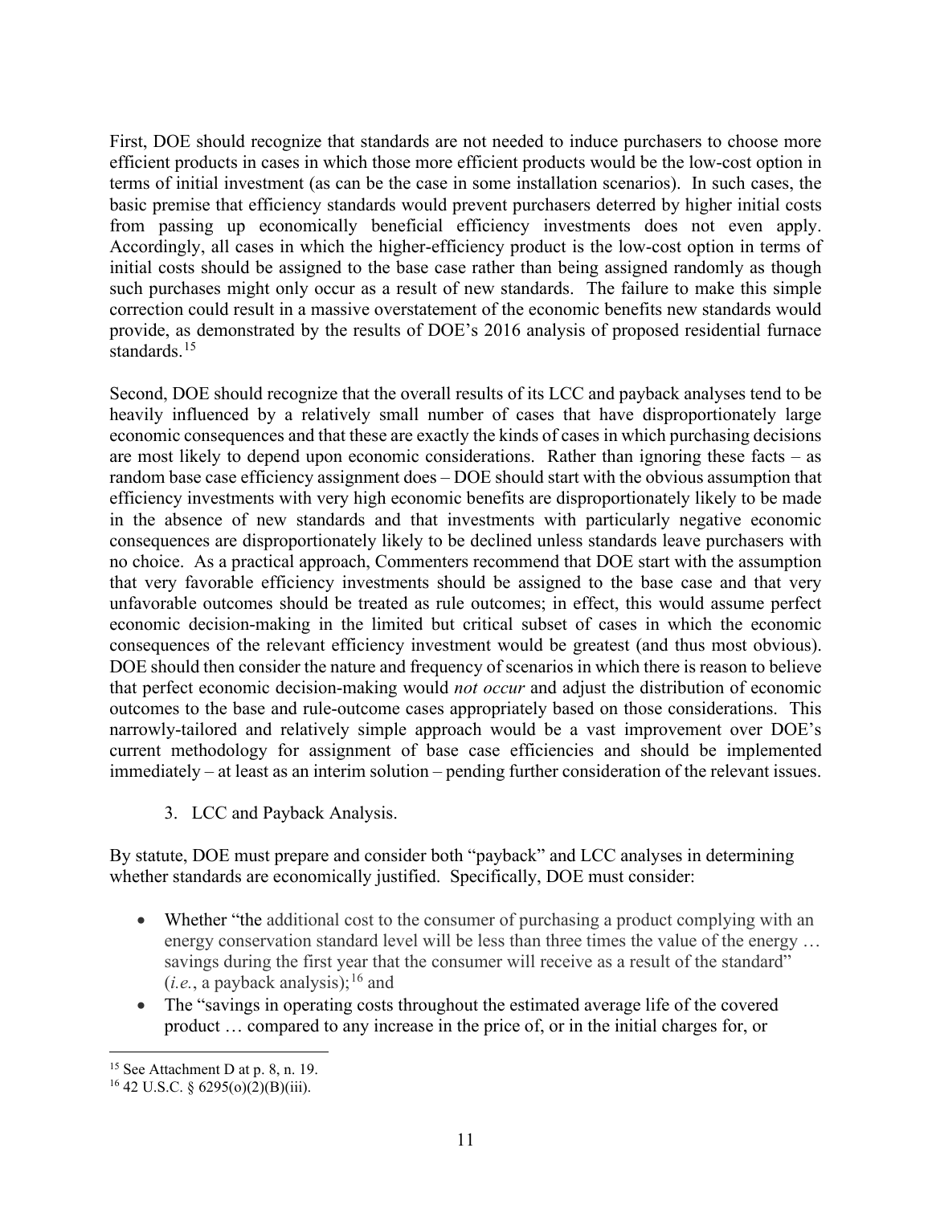First, DOE should recognize that standards are not needed to induce purchasers to choose more efficient products in cases in which those more efficient products would be the low-cost option in terms of initial investment (as can be the case in some installation scenarios). In such cases, the basic premise that efficiency standards would prevent purchasers deterred by higher initial costs from passing up economically beneficial efficiency investments does not even apply. Accordingly, all cases in which the higher-efficiency product is the low-cost option in terms of initial costs should be assigned to the base case rather than being assigned randomly as though such purchases might only occur as a result of new standards. The failure to make this simple correction could result in a massive overstatement of the economic benefits new standards would provide, as demonstrated by the results of DOE's 2016 analysis of proposed residential furnace standards.[15]

Second, DOE should recognize that the overall results of its LCC and payback analyses tend to be heavily influenced by a relatively small number of cases that have disproportionately large economic consequences and that these are exactly the kinds of cases in which purchasing decisions are most likely to depend upon economic considerations. Rather than ignoring these facts – as random base case efficiency assignment does – DOE should start with the obvious assumption that efficiency investments with very high economic benefits are disproportionately likely to be made in the absence of new standards and that investments with particularly negative economic consequences are disproportionately likely to be declined unless standards leave purchasers with no choice. As a practical approach, Commenters recommend that DOE start with the assumption that very favorable efficiency investments should be assigned to the base case and that very unfavorable outcomes should be treated as rule outcomes; in effect, this would assume perfect economic decision-making in the limited but critical subset of cases in which the economic consequences of the relevant efficiency investment would be greatest (and thus most obvious). DOE should then consider the nature and frequency of scenarios in which there is reason to believe that perfect economic decision-making would *not occur* and adjust the distribution of economic outcomes to the base and rule-outcome cases appropriately based on those considerations. This narrowly-tailored and relatively simple approach would be a vast improvement over DOE's current methodology for assignment of base case efficiencies and should be implemented immediately – at least as an interim solution – pending further consideration of the relevant issues.

3. LCC and Payback Analysis.

By statute, DOE must prepare and consider both "payback" and LCC analyses in determining whether standards are economically justified. Specifically, DOE must consider:

- Whether "the additional cost to the consumer of purchasing a product complying with an energy conservation standard level will be less than three times the value of the energy … savings during the first year that the consumer will receive as a result of the standard" (*i.e.*, a payback analysis);[16] and
- The "savings in operating costs throughout the estimated average life of the covered product … compared to any increase in the price of, or in the initial charges for, or

[15] See Attachment D at p. 8, n. 19.

[16] 42 U.S.C. § 6295(o)(2)(B)(iii).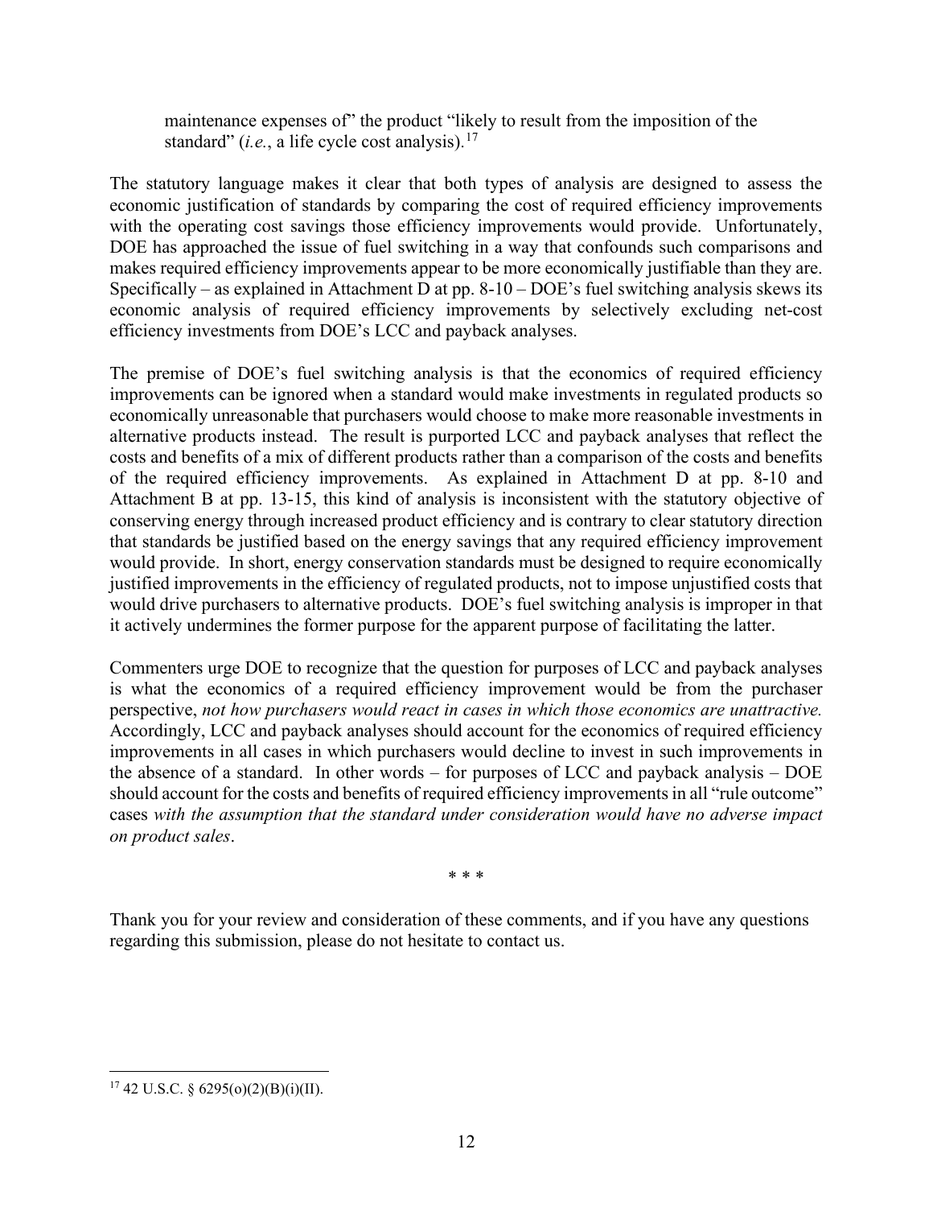> maintenance expenses of" the product "likely to result from the imposition of the standard" (*i.e.*, a life cycle cost analysis).[17]

The statutory language makes it clear that both types of analysis are designed to assess the economic justification of standards by comparing the cost of required efficiency improvements with the operating cost savings those efficiency improvements would provide. Unfortunately, DOE has approached the issue of fuel switching in a way that confounds such comparisons and makes required efficiency improvements appear to be more economically justifiable than they are. Specifically – as explained in Attachment D at pp. 8-10 – DOE's fuel switching analysis skews its economic analysis of required efficiency improvements by selectively excluding net-cost efficiency investments from DOE's LCC and payback analyses.

The premise of DOE's fuel switching analysis is that the economics of required efficiency improvements can be ignored when a standard would make investments in regulated products so economically unreasonable that purchasers would choose to make more reasonable investments in alternative products instead. The result is purported LCC and payback analyses that reflect the costs and benefits of a mix of different products rather than a comparison of the costs and benefits of the required efficiency improvements. As explained in Attachment D at pp. 8-10 and Attachment B at pp. 13-15, this kind of analysis is inconsistent with the statutory objective of conserving energy through increased product efficiency and is contrary to clear statutory direction that standards be justified based on the energy savings that any required efficiency improvement would provide. In short, energy conservation standards must be designed to require economically justified improvements in the efficiency of regulated products, not to impose unjustified costs that would drive purchasers to alternative products. DOE's fuel switching analysis is improper in that it actively undermines the former purpose for the apparent purpose of facilitating the latter.

Commenters urge DOE to recognize that the question for purposes of LCC and payback analyses is what the economics of a required efficiency improvement would be from the purchaser perspective, *not how purchasers would react in cases in which those economics are unattractive.* Accordingly, LCC and payback analyses should account for the economics of required efficiency improvements in all cases in which purchasers would decline to invest in such improvements in the absence of a standard. In other words – for purposes of LCC and payback analysis – DOE should account for the costs and benefits of required efficiency improvements in all "rule outcome" cases *with the assumption that the standard under consideration would have no adverse impact on product sales*.

\* \* \*

Thank you for your review and consideration of these comments, and if you have any questions regarding this submission, please do not hesitate to contact us.

---

[17] 42 U.S.C. § 6295(o)(2)(B)(i)(II).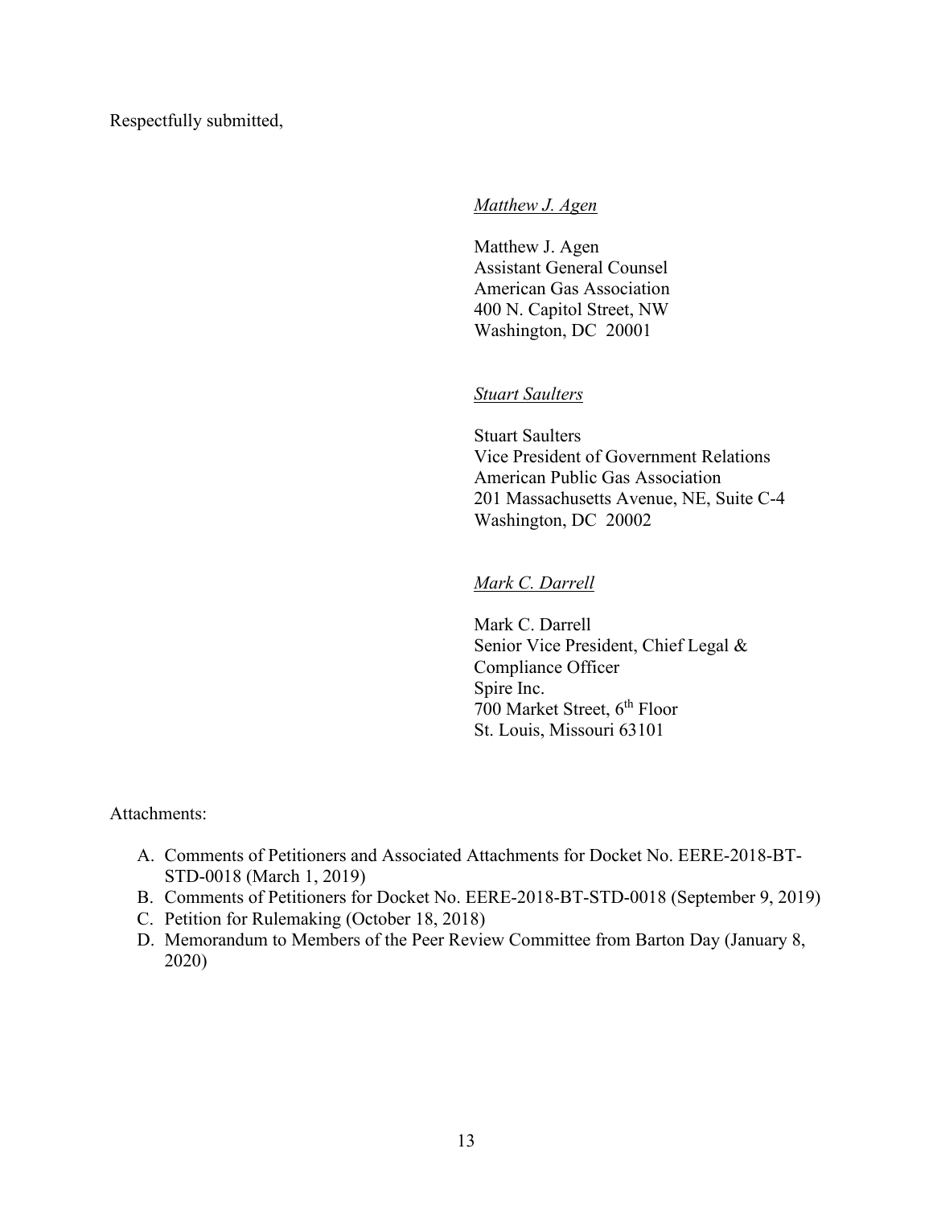Respectfully submitted,

*Matthew J. Agen*

Matthew J. Agen
Assistant General Counsel
American Gas Association
400 N. Capitol Street, NW
Washington, DC 20001

*Stuart Saulters*

Stuart Saulters
Vice President of Government Relations
American Public Gas Association
201 Massachusetts Avenue, NE, Suite C-4
Washington, DC 20002

*Mark C. Darrell*

Mark C. Darrell
Senior Vice President, Chief Legal &
Compliance Officer
Spire Inc.
700 Market Street, 6th Floor
St. Louis, Missouri 63101

Attachments:

A. Comments of Petitioners and Associated Attachments for Docket No. EERE-2018-BT-STD-0018 (March 1, 2019)
B. Comments of Petitioners for Docket No. EERE-2018-BT-STD-0018 (September 9, 2019)
C. Petition for Rulemaking (October 18, 2018)
D. Memorandum to Members of the Peer Review Committee from Barton Day (January 8, 2020)